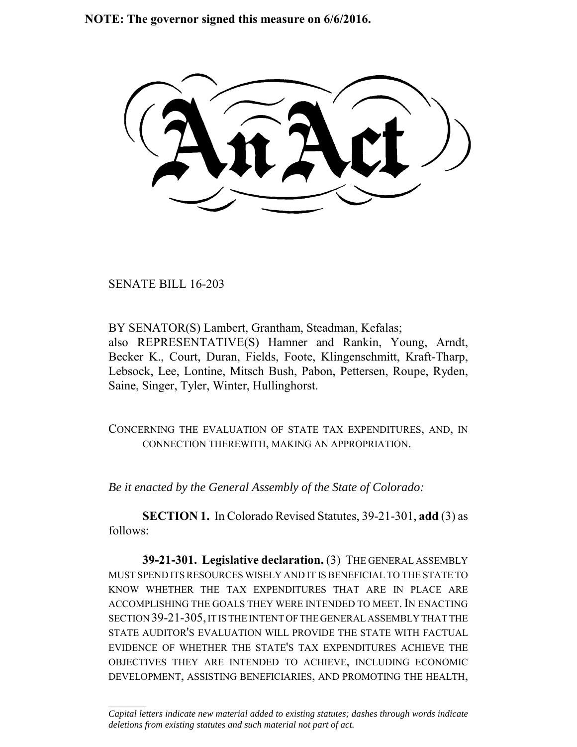**NOTE: The governor signed this measure on 6/6/2016.**

# An Act

SENATE BILL 16-203

BY SENATOR(S) Lambert, Grantham, Steadman, Kefalas;
also REPRESENTATIVE(S) Hamner and Rankin, Young, Arndt, Becker K., Court, Duran, Fields, Foote, Klingenschmitt, Kraft-Tharp, Lebsock, Lee, Lontine, Mitsch Bush, Pabon, Pettersen, Roupe, Ryden, Saine, Singer, Tyler, Winter, Hullinghorst.

CONCERNING THE EVALUATION OF STATE TAX EXPENDITURES, AND, IN CONNECTION THEREWITH, MAKING AN APPROPRIATION.

*Be it enacted by the General Assembly of the State of Colorado:*

**SECTION 1.** In Colorado Revised Statutes, 39-21-301, **add** (3) as follows:

**39-21-301. Legislative declaration.** (3) THE GENERAL ASSEMBLY MUST SPEND ITS RESOURCES WISELY AND IT IS BENEFICIAL TO THE STATE TO KNOW WHETHER THE TAX EXPENDITURES THAT ARE IN PLACE ARE ACCOMPLISHING THE GOALS THEY WERE INTENDED TO MEET. IN ENACTING SECTION 39-21-305, IT IS THE INTENT OF THE GENERAL ASSEMBLY THAT THE STATE AUDITOR'S EVALUATION WILL PROVIDE THE STATE WITH FACTUAL EVIDENCE OF WHETHER THE STATE'S TAX EXPENDITURES ACHIEVE THE OBJECTIVES THEY ARE INTENDED TO ACHIEVE, INCLUDING ECONOMIC DEVELOPMENT, ASSISTING BENEFICIARIES, AND PROMOTING THE HEALTH,

*Capital letters indicate new material added to existing statutes; dashes through words indicate deletions from existing statutes and such material not part of act.*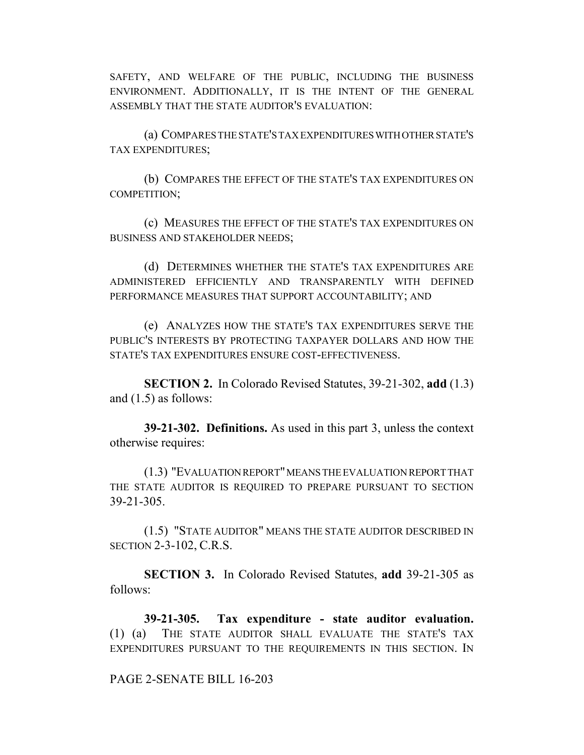SAFETY, AND WELFARE OF THE PUBLIC, INCLUDING THE BUSINESS ENVIRONMENT. ADDITIONALLY, IT IS THE INTENT OF THE GENERAL ASSEMBLY THAT THE STATE AUDITOR'S EVALUATION:

(a) COMPARES THE STATE'S TAX EXPENDITURES WITH OTHER STATE'S TAX EXPENDITURES;

(b) COMPARES THE EFFECT OF THE STATE'S TAX EXPENDITURES ON COMPETITION;

(c) MEASURES THE EFFECT OF THE STATE'S TAX EXPENDITURES ON BUSINESS AND STAKEHOLDER NEEDS;

(d) DETERMINES WHETHER THE STATE'S TAX EXPENDITURES ARE ADMINISTERED EFFICIENTLY AND TRANSPARENTLY WITH DEFINED PERFORMANCE MEASURES THAT SUPPORT ACCOUNTABILITY; AND

(e) ANALYZES HOW THE STATE'S TAX EXPENDITURES SERVE THE PUBLIC'S INTERESTS BY PROTECTING TAXPAYER DOLLARS AND HOW THE STATE'S TAX EXPENDITURES ENSURE COST-EFFECTIVENESS.

**SECTION 2.** In Colorado Revised Statutes, 39-21-302, **add** (1.3) and (1.5) as follows:

**39-21-302. Definitions.** As used in this part 3, unless the context otherwise requires:

(1.3) "EVALUATION REPORT" MEANS THE EVALUATION REPORT THAT THE STATE AUDITOR IS REQUIRED TO PREPARE PURSUANT TO SECTION 39-21-305.

(1.5) "STATE AUDITOR" MEANS THE STATE AUDITOR DESCRIBED IN SECTION 2-3-102, C.R.S.

**SECTION 3.** In Colorado Revised Statutes, **add** 39-21-305 as follows:

**39-21-305. Tax expenditure - state auditor evaluation.** (1) (a) THE STATE AUDITOR SHALL EVALUATE THE STATE'S TAX EXPENDITURES PURSUANT TO THE REQUIREMENTS IN THIS SECTION. IN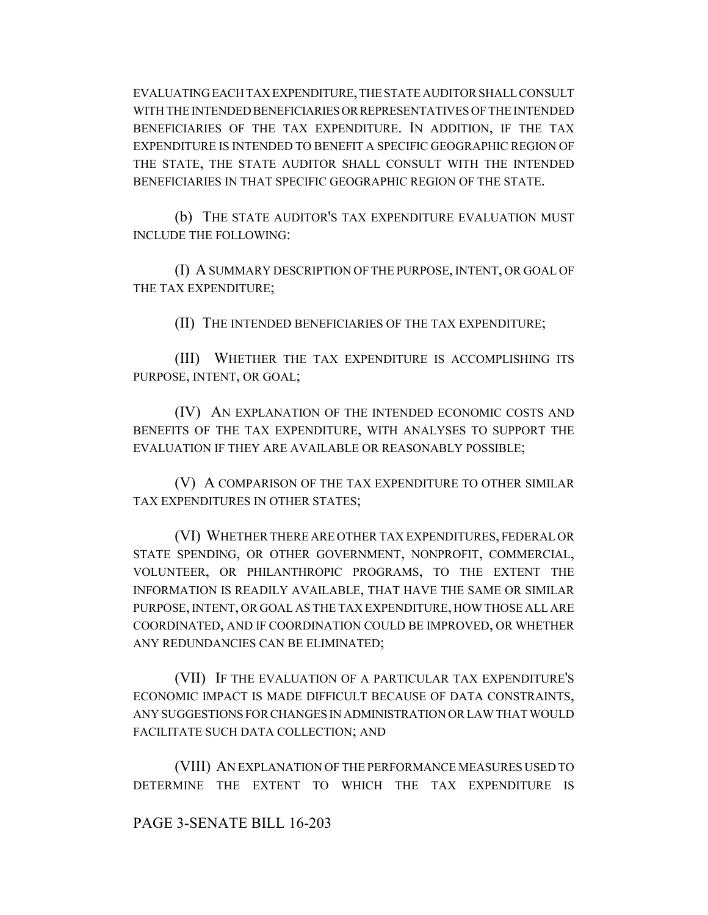EVALUATING EACH TAX EXPENDITURE, THE STATE AUDITOR SHALL CONSULT WITH THE INTENDED BENEFICIARIES OR REPRESENTATIVES OF THE INTENDED BENEFICIARIES OF THE TAX EXPENDITURE. IN ADDITION, IF THE TAX EXPENDITURE IS INTENDED TO BENEFIT A SPECIFIC GEOGRAPHIC REGION OF THE STATE, THE STATE AUDITOR SHALL CONSULT WITH THE INTENDED BENEFICIARIES IN THAT SPECIFIC GEOGRAPHIC REGION OF THE STATE.

(b) THE STATE AUDITOR'S TAX EXPENDITURE EVALUATION MUST INCLUDE THE FOLLOWING:

(I) A SUMMARY DESCRIPTION OF THE PURPOSE, INTENT, OR GOAL OF THE TAX EXPENDITURE;

(II) THE INTENDED BENEFICIARIES OF THE TAX EXPENDITURE;

(III) WHETHER THE TAX EXPENDITURE IS ACCOMPLISHING ITS PURPOSE, INTENT, OR GOAL;

(IV) AN EXPLANATION OF THE INTENDED ECONOMIC COSTS AND BENEFITS OF THE TAX EXPENDITURE, WITH ANALYSES TO SUPPORT THE EVALUATION IF THEY ARE AVAILABLE OR REASONABLY POSSIBLE;

(V) A COMPARISON OF THE TAX EXPENDITURE TO OTHER SIMILAR TAX EXPENDITURES IN OTHER STATES;

(VI) WHETHER THERE ARE OTHER TAX EXPENDITURES, FEDERAL OR STATE SPENDING, OR OTHER GOVERNMENT, NONPROFIT, COMMERCIAL, VOLUNTEER, OR PHILANTHROPIC PROGRAMS, TO THE EXTENT THE INFORMATION IS READILY AVAILABLE, THAT HAVE THE SAME OR SIMILAR PURPOSE, INTENT, OR GOAL AS THE TAX EXPENDITURE, HOW THOSE ALL ARE COORDINATED, AND IF COORDINATION COULD BE IMPROVED, OR WHETHER ANY REDUNDANCIES CAN BE ELIMINATED;

(VII) IF THE EVALUATION OF A PARTICULAR TAX EXPENDITURE'S ECONOMIC IMPACT IS MADE DIFFICULT BECAUSE OF DATA CONSTRAINTS, ANY SUGGESTIONS FOR CHANGES IN ADMINISTRATION OR LAW THAT WOULD FACILITATE SUCH DATA COLLECTION; AND

(VIII) AN EXPLANATION OF THE PERFORMANCE MEASURES USED TO DETERMINE THE EXTENT TO WHICH THE TAX EXPENDITURE IS

PAGE 3-SENATE BILL 16-203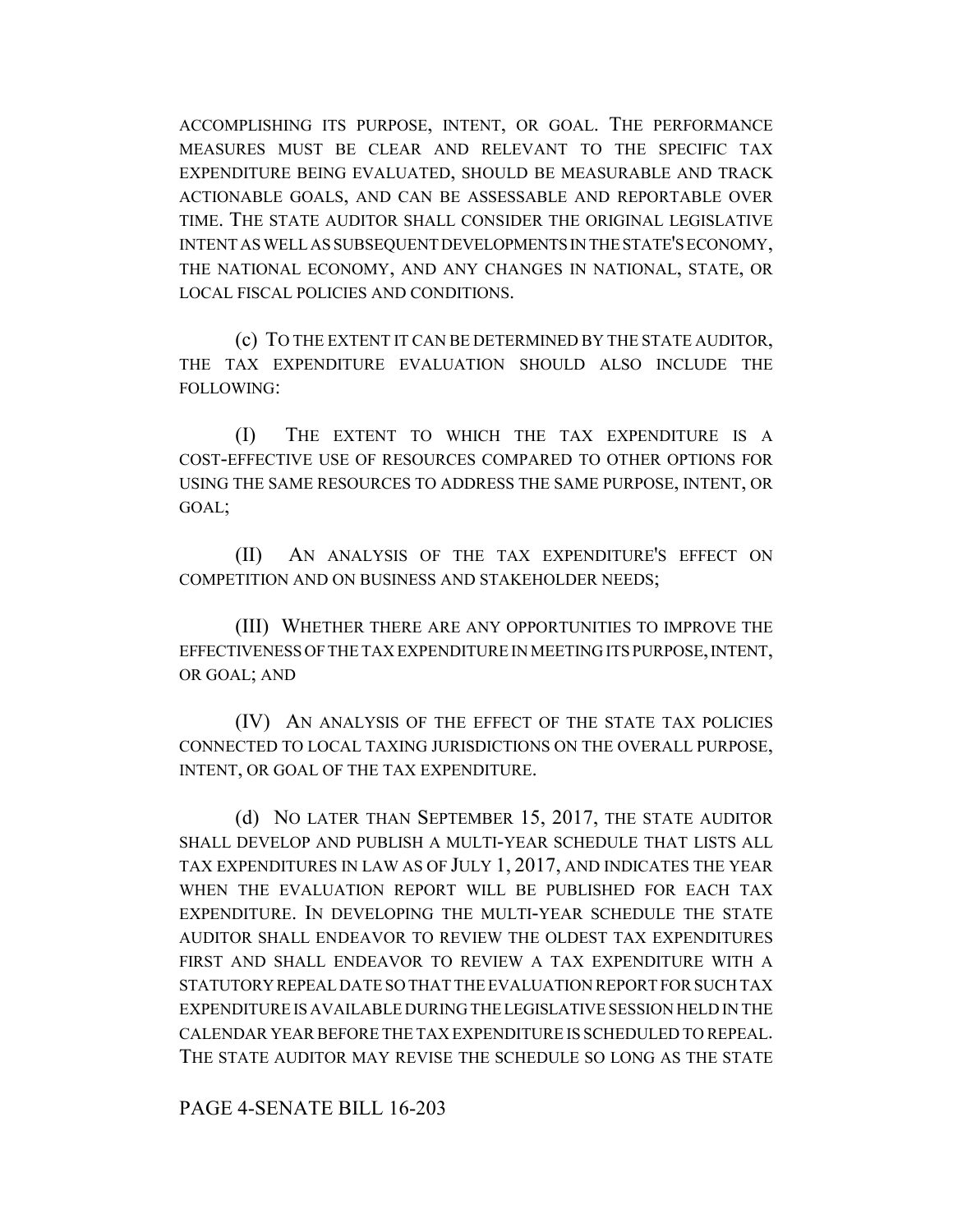ACCOMPLISHING ITS PURPOSE, INTENT, OR GOAL. THE PERFORMANCE MEASURES MUST BE CLEAR AND RELEVANT TO THE SPECIFIC TAX EXPENDITURE BEING EVALUATED, SHOULD BE MEASURABLE AND TRACK ACTIONABLE GOALS, AND CAN BE ASSESSABLE AND REPORTABLE OVER TIME. THE STATE AUDITOR SHALL CONSIDER THE ORIGINAL LEGISLATIVE INTENT AS WELL AS SUBSEQUENT DEVELOPMENTS IN THE STATE'S ECONOMY, THE NATIONAL ECONOMY, AND ANY CHANGES IN NATIONAL, STATE, OR LOCAL FISCAL POLICIES AND CONDITIONS.

(c) TO THE EXTENT IT CAN BE DETERMINED BY THE STATE AUDITOR, THE TAX EXPENDITURE EVALUATION SHOULD ALSO INCLUDE THE FOLLOWING:

(I) THE EXTENT TO WHICH THE TAX EXPENDITURE IS A COST-EFFECTIVE USE OF RESOURCES COMPARED TO OTHER OPTIONS FOR USING THE SAME RESOURCES TO ADDRESS THE SAME PURPOSE, INTENT, OR GOAL;

(II) AN ANALYSIS OF THE TAX EXPENDITURE'S EFFECT ON COMPETITION AND ON BUSINESS AND STAKEHOLDER NEEDS;

(III) WHETHER THERE ARE ANY OPPORTUNITIES TO IMPROVE THE EFFECTIVENESS OF THE TAX EXPENDITURE IN MEETING ITS PURPOSE, INTENT, OR GOAL; AND

(IV) AN ANALYSIS OF THE EFFECT OF THE STATE TAX POLICIES CONNECTED TO LOCAL TAXING JURISDICTIONS ON THE OVERALL PURPOSE, INTENT, OR GOAL OF THE TAX EXPENDITURE.

(d) NO LATER THAN SEPTEMBER 15, 2017, THE STATE AUDITOR SHALL DEVELOP AND PUBLISH A MULTI-YEAR SCHEDULE THAT LISTS ALL TAX EXPENDITURES IN LAW AS OF JULY 1, 2017, AND INDICATES THE YEAR WHEN THE EVALUATION REPORT WILL BE PUBLISHED FOR EACH TAX EXPENDITURE. IN DEVELOPING THE MULTI-YEAR SCHEDULE THE STATE AUDITOR SHALL ENDEAVOR TO REVIEW THE OLDEST TAX EXPENDITURES FIRST AND SHALL ENDEAVOR TO REVIEW A TAX EXPENDITURE WITH A STATUTORY REPEAL DATE SO THAT THE EVALUATION REPORT FOR SUCH TAX EXPENDITURE IS AVAILABLE DURING THE LEGISLATIVE SESSION HELD IN THE CALENDAR YEAR BEFORE THE TAX EXPENDITURE IS SCHEDULED TO REPEAL. THE STATE AUDITOR MAY REVISE THE SCHEDULE SO LONG AS THE STATE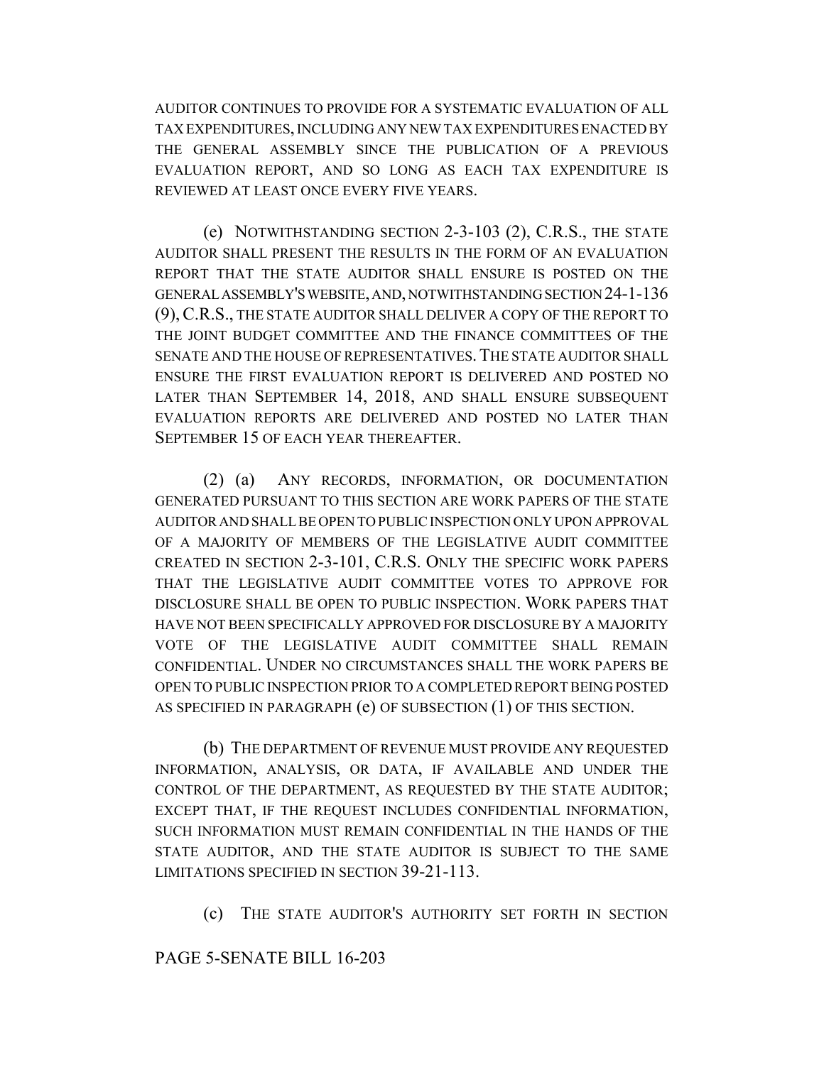AUDITOR CONTINUES TO PROVIDE FOR A SYSTEMATIC EVALUATION OF ALL TAX EXPENDITURES, INCLUDING ANY NEW TAX EXPENDITURES ENACTED BY THE GENERAL ASSEMBLY SINCE THE PUBLICATION OF A PREVIOUS EVALUATION REPORT, AND SO LONG AS EACH TAX EXPENDITURE IS REVIEWED AT LEAST ONCE EVERY FIVE YEARS.

(e) NOTWITHSTANDING SECTION 2-3-103 (2), C.R.S., THE STATE AUDITOR SHALL PRESENT THE RESULTS IN THE FORM OF AN EVALUATION REPORT THAT THE STATE AUDITOR SHALL ENSURE IS POSTED ON THE GENERAL ASSEMBLY'S WEBSITE, AND, NOTWITHSTANDING SECTION 24-1-136 (9), C.R.S., THE STATE AUDITOR SHALL DELIVER A COPY OF THE REPORT TO THE JOINT BUDGET COMMITTEE AND THE FINANCE COMMITTEES OF THE SENATE AND THE HOUSE OF REPRESENTATIVES. THE STATE AUDITOR SHALL ENSURE THE FIRST EVALUATION REPORT IS DELIVERED AND POSTED NO LATER THAN SEPTEMBER 14, 2018, AND SHALL ENSURE SUBSEQUENT EVALUATION REPORTS ARE DELIVERED AND POSTED NO LATER THAN SEPTEMBER 15 OF EACH YEAR THEREAFTER.

(2) (a) ANY RECORDS, INFORMATION, OR DOCUMENTATION GENERATED PURSUANT TO THIS SECTION ARE WORK PAPERS OF THE STATE AUDITOR AND SHALL BE OPEN TO PUBLIC INSPECTION ONLY UPON APPROVAL OF A MAJORITY OF MEMBERS OF THE LEGISLATIVE AUDIT COMMITTEE CREATED IN SECTION 2-3-101, C.R.S. ONLY THE SPECIFIC WORK PAPERS THAT THE LEGISLATIVE AUDIT COMMITTEE VOTES TO APPROVE FOR DISCLOSURE SHALL BE OPEN TO PUBLIC INSPECTION. WORK PAPERS THAT HAVE NOT BEEN SPECIFICALLY APPROVED FOR DISCLOSURE BY A MAJORITY VOTE OF THE LEGISLATIVE AUDIT COMMITTEE SHALL REMAIN CONFIDENTIAL. UNDER NO CIRCUMSTANCES SHALL THE WORK PAPERS BE OPEN TO PUBLIC INSPECTION PRIOR TO A COMPLETED REPORT BEING POSTED AS SPECIFIED IN PARAGRAPH (e) OF SUBSECTION (1) OF THIS SECTION.

(b) THE DEPARTMENT OF REVENUE MUST PROVIDE ANY REQUESTED INFORMATION, ANALYSIS, OR DATA, IF AVAILABLE AND UNDER THE CONTROL OF THE DEPARTMENT, AS REQUESTED BY THE STATE AUDITOR; EXCEPT THAT, IF THE REQUEST INCLUDES CONFIDENTIAL INFORMATION, SUCH INFORMATION MUST REMAIN CONFIDENTIAL IN THE HANDS OF THE STATE AUDITOR, AND THE STATE AUDITOR IS SUBJECT TO THE SAME LIMITATIONS SPECIFIED IN SECTION 39-21-113.

(c) THE STATE AUDITOR'S AUTHORITY SET FORTH IN SECTION

PAGE 5-SENATE BILL 16-203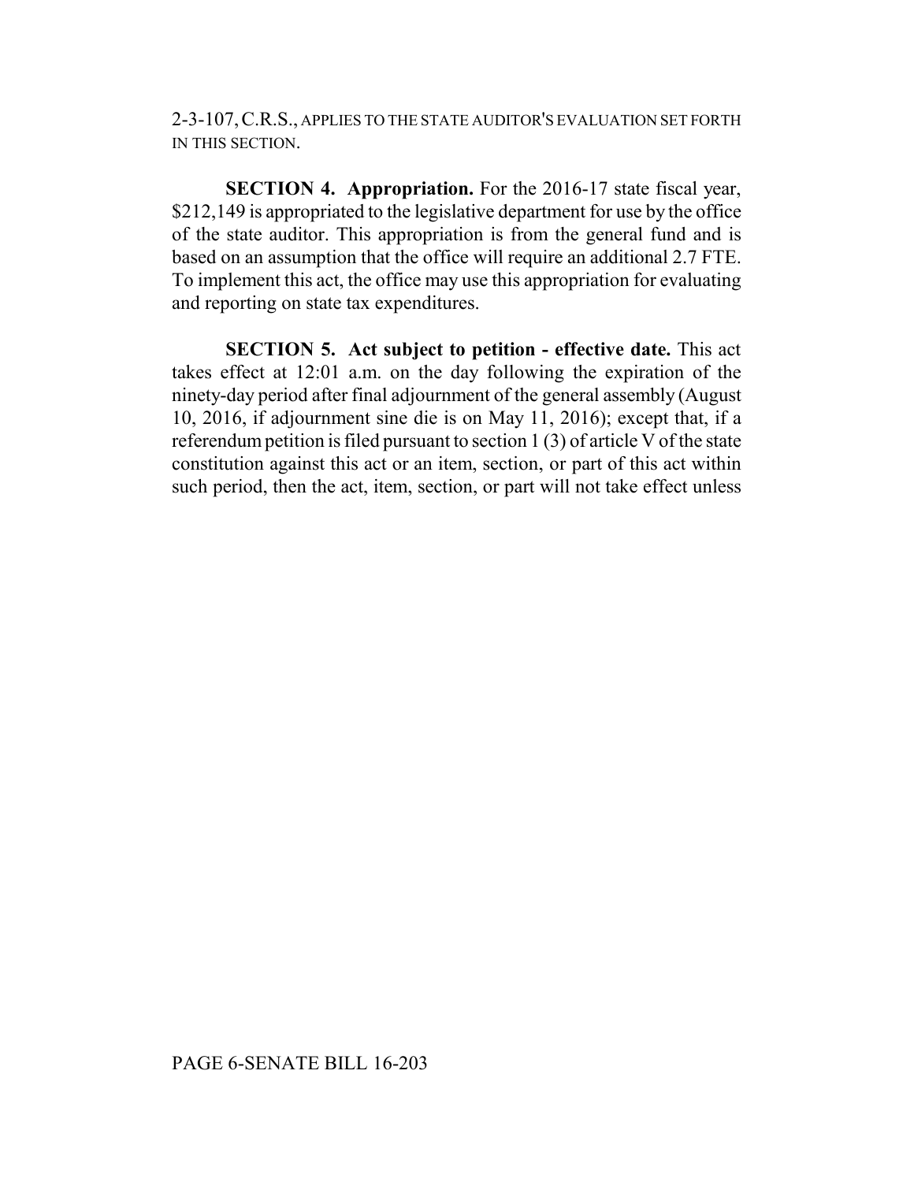2-3-107, C.R.S., APPLIES TO THE STATE AUDITOR'S EVALUATION SET FORTH IN THIS SECTION.

**SECTION 4. Appropriation.** For the 2016-17 state fiscal year, $212,149 is appropriated to the legislative department for use by the office of the state auditor. This appropriation is from the general fund and is based on an assumption that the office will require an additional 2.7 FTE. To implement this act, the office may use this appropriation for evaluating and reporting on state tax expenditures.

**SECTION 5. Act subject to petition - effective date.** This act takes effect at 12:01 a.m. on the day following the expiration of the ninety-day period after final adjournment of the general assembly (August 10, 2016, if adjournment sine die is on May 11, 2016); except that, if a referendum petition is filed pursuant to section 1 (3) of article V of the state constitution against this act or an item, section, or part of this act within such period, then the act, item, section, or part will not take effect unless

PAGE 6-SENATE BILL 16-203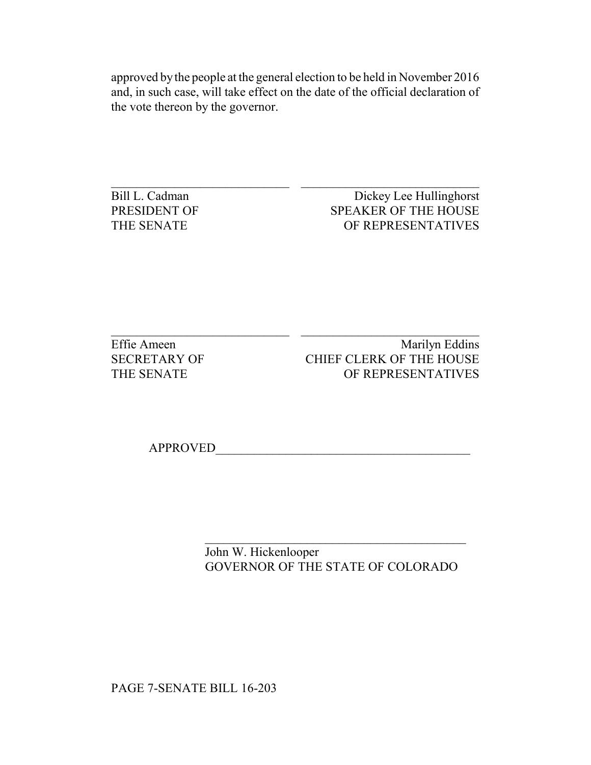approved by the people at the general election to be held in November 2016 and, in such case, will take effect on the date of the official declaration of the vote thereon by the governor.

____________________________ ____________________________

Bill L. Cadman
PRESIDENT OF
THE SENATE

Dickey Lee Hullinghorst
SPEAKER OF THE HOUSE
OF REPRESENTATIVES

____________________________ ____________________________

Effie Ameen
SECRETARY OF
THE SENATE

Marilyn Eddins
CHIEF CLERK OF THE HOUSE
OF REPRESENTATIVES

APPROVED________________________________________

_________________________________________

John W. Hickenlooper
GOVERNOR OF THE STATE OF COLORADO

PAGE 7-SENATE BILL 16-203